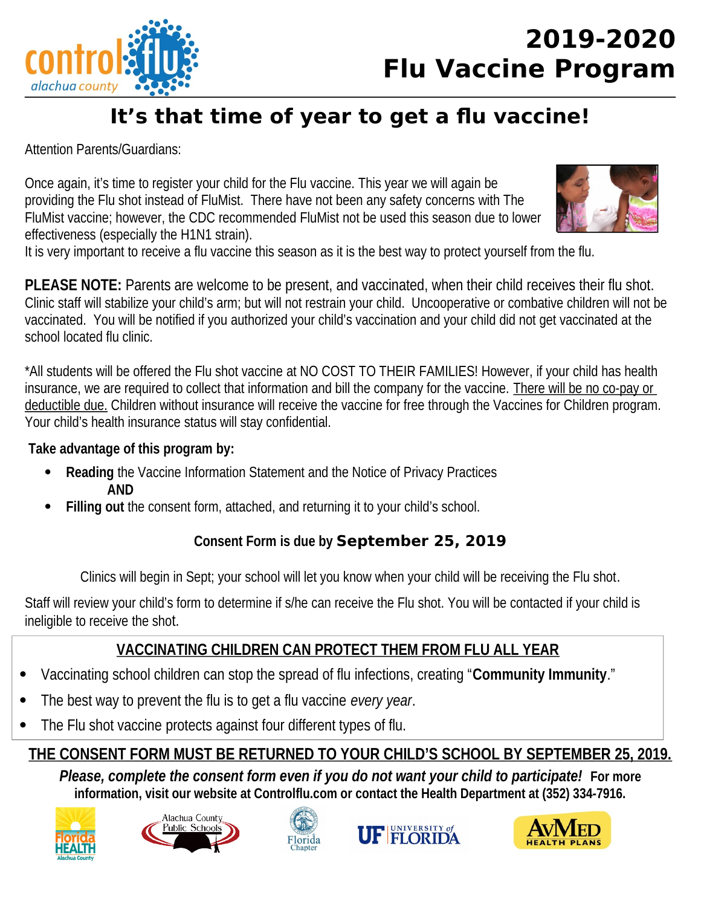# 2019-2020 Flu Vaccine Program

## It's that time of year to get a flu vaccine!

Attention Parents/Guardians:

Once again, it's time to register your child for the Flu vaccine. This year we will again be providing the Flu shot instead of FluMist. There have not been any safety concerns with The FluMist vaccine; however, the CDC recommended FluMist not be used this season due to lower effectiveness (especially the H1N1 strain).
It is very important to receive a flu vaccine this season as it is the best way to protect yourself from the flu.

**PLEASE NOTE:** Parents are welcome to be present, and vaccinated, when their child receives their flu shot. Clinic staff will stabilize your child's arm; but will not restrain your child. Uncooperative or combative children will not be vaccinated. You will be notified if you authorized your child's vaccination and your child did not get vaccinated at the school located flu clinic.

*All students will be offered the Flu shot vaccine at NO COST TO THEIR FAMILIES! However, if your child has health insurance, we are required to collect that information and bill the company for the vaccine. <u>There will be no co-pay or deductible due.</u> Children without insurance will receive the vaccine for free through the Vaccines for Children program. Your child's health insurance status will stay confidential.

**Take advantage of this program by:**

- **Reading** the Vaccine Information Statement and the Notice of Privacy Practices
  **AND**
- **Filling out** the consent form, attached, and returning it to your child's school.

**Consent Form is due by September 25, 2019**

Clinics will begin in Sept; your school will let you know when your child will be receiving the Flu shot.

Staff will review your child's form to determine if s/he can receive the Flu shot. You will be contacted if your child is ineligible to receive the shot.

**<u>VACCINATING CHILDREN CAN PROTECT THEM FROM FLU ALL YEAR</u>**

- Vaccinating school children can stop the spread of flu infections, creating "**Community Immunity**."
- The best way to prevent the flu is to get a flu vaccine *every year*.
- The Flu shot vaccine protects against four different types of flu.

**<u>THE CONSENT FORM MUST BE RETURNED TO YOUR CHILD'S SCHOOL BY SEPTEMBER 25, 2019.</u>**

***Please, complete the consent form even if you do not want your child to participate!*** **For more information, visit our website at Controlflu.com or contact the Health Department at (352) 334-7916.**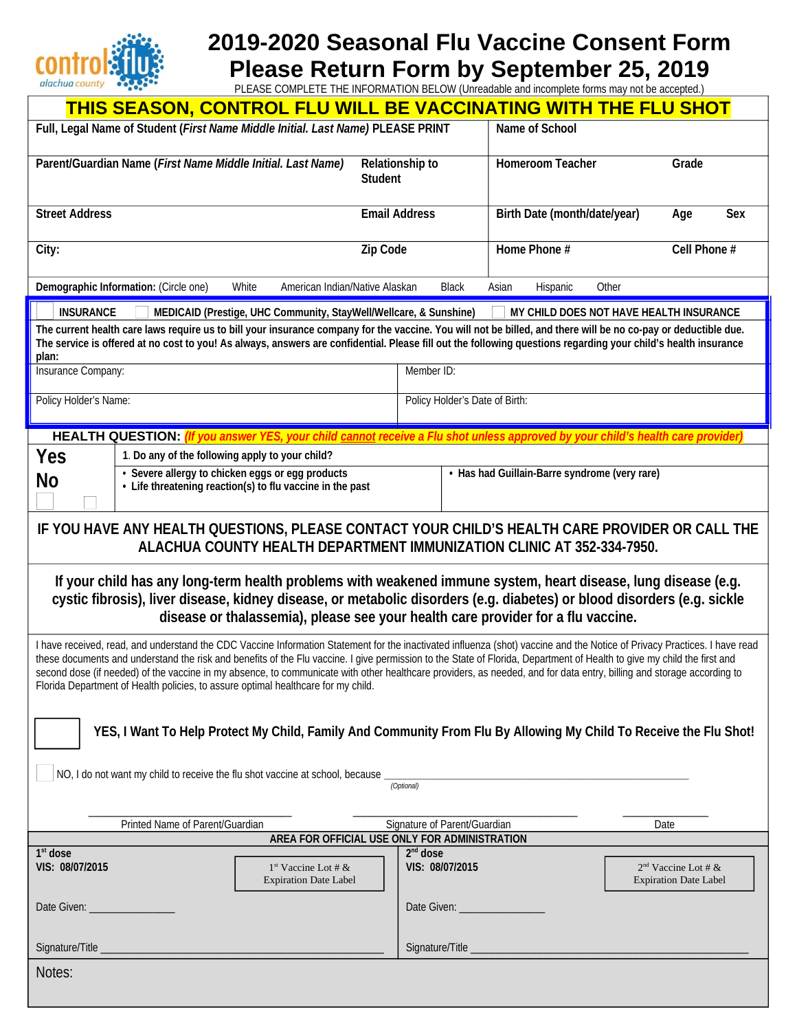# 2019-2020 Seasonal Flu Vaccine Consent Form

# Please Return Form by September 25, 2019

PLEASE COMPLETE THE INFORMATION BELOW (Unreadable and incomplete forms may not be accepted.)

## THIS SEASON, CONTROL FLU WILL BE VACCINATING WITH THE FLU SHOT

| Full, Legal Name of Student (*First Name Middle Initial. Last Name*) PLEASE PRINT | | Name of School | |
|---|---|---|---|
| Parent/Guardian Name (*First Name Middle Initial. Last Name*) | Relationship to Student | Homeroom Teacher | Grade |
| Street Address | Email Address | Birth Date (month/date/year) | Age / Sex |
| City: | Zip Code | Home Phone # | Cell Phone # |

**Demographic Information:** (Circle one) White American Indian/Native Alaskan Black Asian Hispanic Other

☐ **INSURANCE** ☐ **MEDICAID (Prestige, UHC Community, StayWell/Wellcare, & Sunshine)** ☐ **MY CHILD DOES NOT HAVE HEALTH INSURANCE**

**The current health care laws require us to bill your insurance company for the vaccine. You will not be billed, and there will be no co-pay or deductible due. The service is offered at no cost to you! As always, answers are confidential. Please fill out the following questions regarding your child's health insurance plan:**

| Insurance Company: | Member ID: |
|---|---|
| Policy Holder's Name: | Policy Holder's Date of Birth: |

**HEALTH QUESTION:** ***(If you answer YES, your child cannot receive a Flu shot unless approved by your child's health care provider)***

| Yes / No | 1. Do any of the following apply to your child? | |
|---|---|---|
| ☐ ☐ | • Severe allergy to chicken eggs or egg products<br>• Life threatening reaction(s) to flu vaccine in the past | • Has had Guillain-Barre syndrome (very rare) |

**IF YOU HAVE ANY HEALTH QUESTIONS, PLEASE CONTACT YOUR CHILD'S HEALTH CARE PROVIDER OR CALL THE ALACHUA COUNTY HEALTH DEPARTMENT IMMUNIZATION CLINIC AT 352-334-7950.**

**If your child has any long-term health problems with weakened immune system, heart disease, lung disease (e.g. cystic fibrosis), liver disease, kidney disease, or metabolic disorders (e.g. diabetes) or blood disorders (e.g. sickle disease or thalassemia), please see your health care provider for a flu vaccine.**

I have received, read, and understand the CDC Vaccine Information Statement for the inactivated influenza (shot) vaccine and the Notice of Privacy Practices. I have read these documents and understand the risk and benefits of the Flu vaccine. I give permission to the State of Florida, Department of Health to give my child the first and second dose (if needed) of the vaccine in my absence, to communicate with other healthcare providers, as needed, and for data entry, billing and storage according to Florida Department of Health policies, to assure optimal healthcare for my child.

☐ **YES, I Want To Help Protect My Child, Family And Community From Flu By Allowing My Child To Receive the Flu Shot!**

☐ NO, I do not want my child to receive the flu shot vaccine at school, because ______________________________ *(Optional)*

______________________ Printed Name of Parent/Guardian ______________________ Signature of Parent/Guardian __________ Date

**AREA FOR OFFICIAL USE ONLY FOR ADMINISTRATION**

| 1st dose<br>VIS: 08/07/2015 | 1st Vaccine Lot # & Expiration Date Label | 2nd dose<br>VIS: 08/07/2015 | 2nd Vaccine Lot # & Expiration Date Label |
|---|---|---|---|
| Date Given: ____________ | | Date Given: ____________ | |
| Signature/Title ____________ | | Signature/Title ____________ | |

Notes: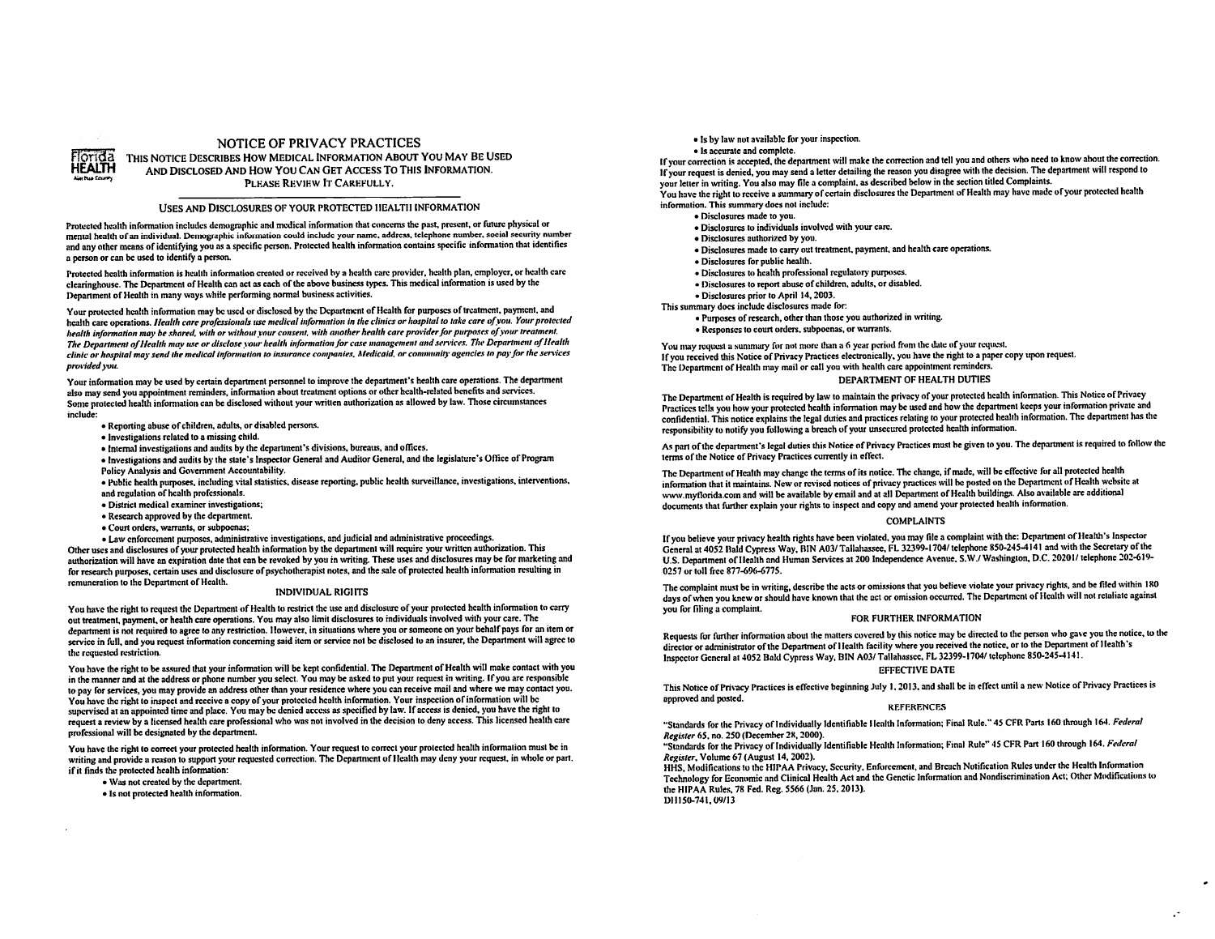Florida HEALTH

# NOTICE OF PRIVACY PRACTICES

THIS NOTICE DESCRIBES HOW MEDICAL INFORMATION ABOUT YOU MAY BE USED AND DISCLOSED AND HOW YOU CAN GET ACCESS TO THIS INFORMATION. PLEASE REVIEW IT CAREFULLY.

## USES AND DISCLOSURES OF YOUR PROTECTED HEALTH INFORMATION

Protected health information includes demographic and medical information that concerns the past, present, or future physical or mental health of an individual. Demographic information could include your name, address, telephone number, social security number and any other means of identifying you as a specific person. Protected health information contains specific information that identifies a person or can be used to identify a person.

Protected health information is health information created or received by a health care provider, health plan, employer, or health care clearinghouse. The Department of Health can act as each of the above business types. This medical information is used by the Department of Health in many ways while performing normal business activities.

Your protected health information may be used or disclosed by the Department of Health for purposes of treatment, payment, and health care operations. *Health care professionals use medical information in the clinics or hospital to take care of you. Your protected health information may be shared, with or without your consent, with another health care provider for purposes of your treatment. The Department of Health may use or disclose your health information for case management and services. The Department of Health clinic or hospital may send the medical information to insurance companies, Medicaid, or community agencies to pay for the services provided you.*

Your information may be used by certain department personnel to improve the department's health care operations. The department also may send you appointment reminders, information about treatment options or other health-related benefits and services.
Some protected health information can be disclosed without your written authorization as allowed by law. Those circumstances include:

- Reporting abuse of children, adults, or disabled persons.
- Investigations related to a missing child.
- Internal investigations and audits by the department's divisions, bureaus, and offices.
- Investigations and audits by the state's Inspector General and Auditor General, and the legislature's Office of Program Policy Analysis and Government Accountability.
- Public health purposes, including vital statistics, disease reporting, public health surveillance, investigations, interventions, and regulation of health professionals.
- District medical examiner investigations;
- Research approved by the department.
- Court orders, warrants, or subpoenas;
- Law enforcement purposes, administrative investigations, and judicial and administrative proceedings.

Other uses and disclosures of your protected health information by the department will require your written authorization. This authorization will have an expiration date that can be revoked by you in writing. These uses and disclosures may be for marketing and for research purposes, certain uses and disclosure of psychotherapist notes, and the sale of protected health information resulting in remuneration to the Department of Health.

## INDIVIDUAL RIGHTS

You have the right to request the Department of Health to restrict the use and disclosure of your protected health information to carry out treatment, payment, or health care operations. You may also limit disclosures to individuals involved with your care. The department is not required to agree to any restriction. However, in situations where you or someone on your behalf pays for an item or service in full, and you request information concerning said item or service not be disclosed to an insurer, the Department will agree to the requested restriction.

You have the right to be assured that your information will be kept confidential. The Department of Health will make contact with you in the manner and at the address or phone number you select. You may be asked to put your request in writing. If you are responsible to pay for services, you may provide an address other than your residence where you can receive mail and where we may contact you. You have the right to inspect and receive a copy of your protected health information. Your inspection of information will be supervised at an appointed time and place. You may be denied access as specified by law. If access is denied, you have the right to request a review by a licensed health care professional who was not involved in the decision to deny access. This licensed health care professional will be designated by the department.

You have the right to correct your protected health information. Your request to correct your protected health information must be in writing and provide a reason to support your requested correction. The Department of Health may deny your request, in whole or part, if it finds the protected health information:

- Was not created by the department.
- Is not protected health information.
- Is by law not available for your inspection.
- Is accurate and complete.

If your correction is accepted, the department will make the correction and tell you and others who need to know about the correction. If your request is denied, you may send a letter detailing the reason you disagree with the decision. The department will respond to your letter in writing. You also may file a complaint, as described below in the section titled Complaints.
You have the right to receive a summary of certain disclosures the Department of Health may have made of your protected health information. This summary does not include:

- Disclosures made to you.
- Disclosures to individuals involved with your care.
- Disclosures authorized by you.
- Disclosures made to carry out treatment, payment, and health care operations.
- Disclosures for public health.
- Disclosures to health professional regulatory purposes.
- Disclosures to report abuse of children, adults, or disabled.
- Disclosures prior to April 14, 2003.

This summary does include disclosures made for:

- Purposes of research, other than those you authorized in writing.
- Responses to court orders, subpoenas, or warrants.

You may request a summary for not more than a 6 year period from the date of your request.
If you received this Notice of Privacy Practices electronically, you have the right to a paper copy upon request.
The Department of Health may mail or call you with health care appointment reminders.

## DEPARTMENT OF HEALTH DUTIES

The Department of Health is required by law to maintain the privacy of your protected health information. This Notice of Privacy Practices tells you how your protected health information may be used and how the department keeps your information private and confidential. This notice explains the legal duties and practices relating to your protected health information. The department has the responsibility to notify you following a breach of your unsecured protected health information.

As part of the department's legal duties this Notice of Privacy Practices must be given to you. The department is required to follow the terms of the Notice of Privacy Practices currently in effect.

The Department of Health may change the terms of its notice. The change, if made, will be effective for all protected health information that it maintains. New or revised notices of privacy practices will be posted on the Department of Health website at www.myflorida.com and will be available by email and at all Department of Health buildings. Also available are additional documents that further explain your rights to inspect and copy and amend your protected health information.

## COMPLAINTS

If you believe your privacy health rights have been violated, you may file a complaint with the: Department of Health's Inspector General at 4052 Bald Cypress Way, BIN A03/ Tallahassee, FL 32399-1704/ telephone 850-245-4141 and with the Secretary of the U.S. Department of Health and Human Services at 200 Independence Avenue, S.W./ Washington, D.C. 20201/ telephone 202-619-0257 or toll free 877-696-6775.

The complaint must be in writing, describe the acts or omissions that you believe violate your privacy rights, and be filed within 180 days of when you knew or should have known that the act or omission occurred. The Department of Health will not retaliate against you for filing a complaint.

## FOR FURTHER INFORMATION

Requests for further information about the matters covered by this notice may be directed to the person who gave you the notice, to the director or administrator of the Department of Health facility where you received the notice, or to the Department of Health's Inspector General at 4052 Bald Cypress Way, BIN A03/ Tallahassee, FL 32399-1704/ telephone 850-245-4141.

## EFFECTIVE DATE

This Notice of Privacy Practices is effective beginning July 1, 2013, and shall be in effect until a new Notice of Privacy Practices is approved and posted.

## REFERENCES

"Standards for the Privacy of Individually Identifiable Health Information; Final Rule." 45 CFR Parts 160 through 164. *Federal Register* 65, no. 250 (December 28, 2000).
"Standards for the Privacy of Individually Identifiable Health Information; Final Rule" 45 CFR Part 160 through 164. *Federal Register*, Volume 67 (August 14, 2002).
HHS, Modifications to the HIPAA Privacy, Security, Enforcement, and Breach Notification Rules under the Health Information Technology for Economic and Clinical Health Act and the Genetic Information and Nondiscrimination Act; Other Modifications to the HIPAA Rules, 78 Fed. Reg. 5566 (Jan. 25, 2013).
DH150-741, 09/13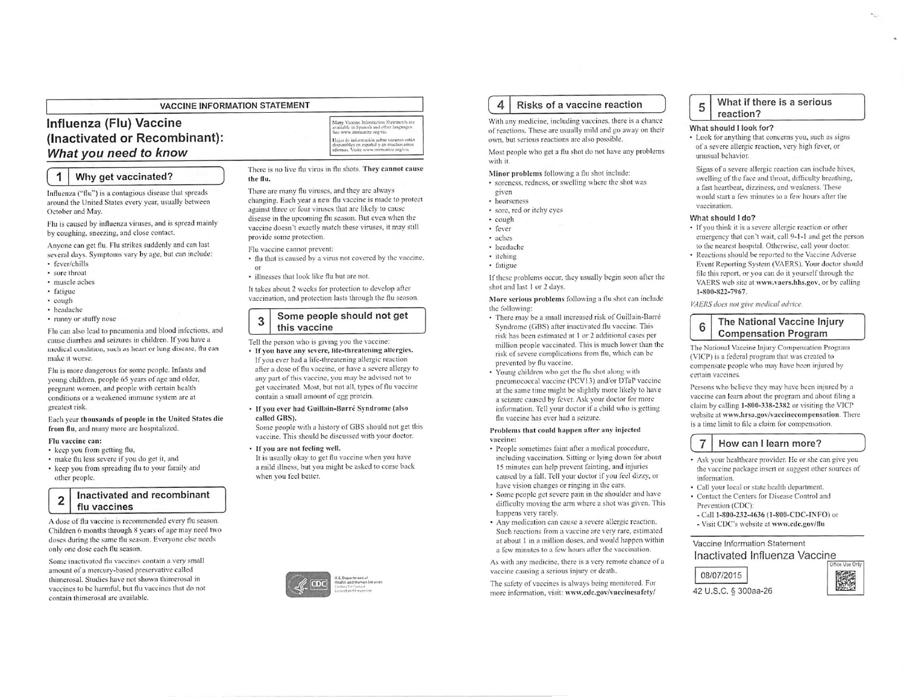VACCINE INFORMATION STATEMENT

# Influenza (Flu) Vaccine (Inactivated or Recombinant): *What you need to know*

Many Vaccine Information Statements are available in Spanish and other languages. See www.immunize.org/vis

Hojas de información sobre vacunas están disponibles en español y en muchos otros idiomas. Visite www.immunize.org/vis

## 1 Why get vaccinated?

Influenza ("flu") is a contagious disease that spreads around the United States every year, usually between October and May.

Flu is caused by influenza viruses, and is spread mainly by coughing, sneezing, and close contact.

Anyone can get flu. Flu strikes suddenly and can last several days. Symptoms vary by age, but can include:

- fever/chills
- sore throat
- muscle aches
- fatigue
- cough
- headache
- runny or stuffy nose

Flu can also lead to pneumonia and blood infections, and cause diarrhea and seizures in children. If you have a medical condition, such as heart or lung disease, flu can make it worse.

Flu is more dangerous for some people. Infants and young children, people 65 years of age and older, pregnant women, and people with certain health conditions or a weakened immune system are at greatest risk.

Each year **thousands of people in the United States die from flu**, and many more are hospitalized.

**Flu vaccine can:**

- keep you from getting flu,
- make flu less severe if you do get it, and
- keep you from spreading flu to your family and other people.

## 2 Inactivated and recombinant flu vaccines

A dose of flu vaccine is recommended every flu season. Children 6 months through 8 years of age may need two doses during the same flu season. Everyone else needs only one dose each flu season.

Some inactivated flu vaccines contain a very small amount of a mercury-based preservative called thimerosal. Studies have not shown thimerosal in vaccines to be harmful, but flu vaccines that do not contain thimerosal are available.

There is no live flu virus in flu shots. **They cannot cause the flu.**

There are many flu viruses, and they are always changing. Each year a new flu vaccine is made to protect against three or four viruses that are likely to cause disease in the upcoming flu season. But even when the vaccine doesn't exactly match these viruses, it may still provide some protection.

Flu vaccine cannot prevent:

- flu that is caused by a virus not covered by the vaccine, or
- illnesses that look like flu but are not.

It takes about 2 weeks for protection to develop after vaccination, and protection lasts through the flu season.

## 3 Some people should not get this vaccine

Tell the person who is giving you the vaccine:

- **If you have any severe, life-threatening allergies.**
  If you ever had a life-threatening allergic reaction after a dose of flu vaccine, or have a severe allergy to any part of this vaccine, you may be advised not to get vaccinated. Most, but not all, types of flu vaccine contain a small amount of egg protein.
- **If you ever had Guillain-Barré Syndrome (also called GBS).**
  Some people with a history of GBS should not get this vaccine. This should be discussed with your doctor.
- **If you are not feeling well.**
  It is usually okay to get flu vaccine when you have a mild illness, but you might be asked to come back when you feel better.

U.S. Department of Health and Human Services
Centers for Disease Control and Prevention

## 4 Risks of a vaccine reaction

With any medicine, including vaccines, there is a chance of reactions. These are usually mild and go away on their own, but serious reactions are also possible.

Most people who get a flu shot do not have any problems with it.

**Minor problems** following a flu shot include:

- soreness, redness, or swelling where the shot was given
- hoarseness
- sore, red or itchy eyes
- cough
- fever
- aches
- headache
- itching
- fatigue

If these problems occur, they usually begin soon after the shot and last 1 or 2 days.

**More serious problems** following a flu shot can include the following:

- There may be a small increased risk of Guillain-Barré Syndrome (GBS) after inactivated flu vaccine. This risk has been estimated at 1 or 2 additional cases per million people vaccinated. This is much lower than the risk of severe complications from flu, which can be prevented by flu vaccine.
- Young children who get the flu shot along with pneumococcal vaccine (PCV13) and/or DTaP vaccine at the same time might be slightly more likely to have a seizure caused by fever. Ask your doctor for more information. Tell your doctor if a child who is getting flu vaccine has ever had a seizure.

**Problems that could happen after any injected vaccine:**

- People sometimes faint after a medical procedure, including vaccination. Sitting or lying down for about 15 minutes can help prevent fainting, and injuries caused by a fall. Tell your doctor if you feel dizzy, or have vision changes or ringing in the ears.
- Some people get severe pain in the shoulder and have difficulty moving the arm where a shot was given. This happens very rarely.
- Any medication can cause a severe allergic reaction. Such reactions from a vaccine are very rare, estimated at about 1 in a million doses, and would happen within a few minutes to a few hours after the vaccination.

As with any medicine, there is a very remote chance of a vaccine causing a serious injury or death.

The safety of vaccines is always being monitored. For more information, visit: **www.cdc.gov/vaccinesafety/**

## 5 What if there is a serious reaction?

### What should I look for?

- Look for anything that concerns you, such as signs of a severe allergic reaction, very high fever, or unusual behavior.

  Signs of a severe allergic reaction can include hives, swelling of the face and throat, difficulty breathing, a fast heartbeat, dizziness, and weakness. These would start a few minutes to a few hours after the vaccination.

### What should I do?

- If you think it is a severe allergic reaction or other emergency that can't wait, call **9-1-1** and get the person to the nearest hospital. Otherwise, call your doctor.
- Reactions should be reported to the Vaccine Adverse Event Reporting System (VAERS). Your doctor should file this report, or you can do it yourself through the VAERS web site at **www.vaers.hhs.gov**, or by calling **1-800-822-7967**.

*VAERS does not give medical advice.*

## 6 The National Vaccine Injury Compensation Program

The National Vaccine Injury Compensation Program (VICP) is a federal program that was created to compensate people who may have been injured by certain vaccines.

Persons who believe they may have been injured by a vaccine can learn about the program and about filing a claim by calling **1-800-338-2382** or visiting the VICP website at **www.hrsa.gov/vaccinecompensation**. There is a time limit to file a claim for compensation.

## 7 How can I learn more?

- Ask your healthcare provider. He or she can give you the vaccine package insert or suggest other sources of information.
- Call your local or state health department.
- Contact the Centers for Disease Control and Prevention (CDC):
  - Call **1-800-232-4636 (1-800-CDC-INFO)** or
  - Visit CDC's website at **www.cdc.gov/flu**

Vaccine Information Statement
Inactivated Influenza Vaccine

08/07/2015

42 U.S.C. § 300aa-26

Office Use Only